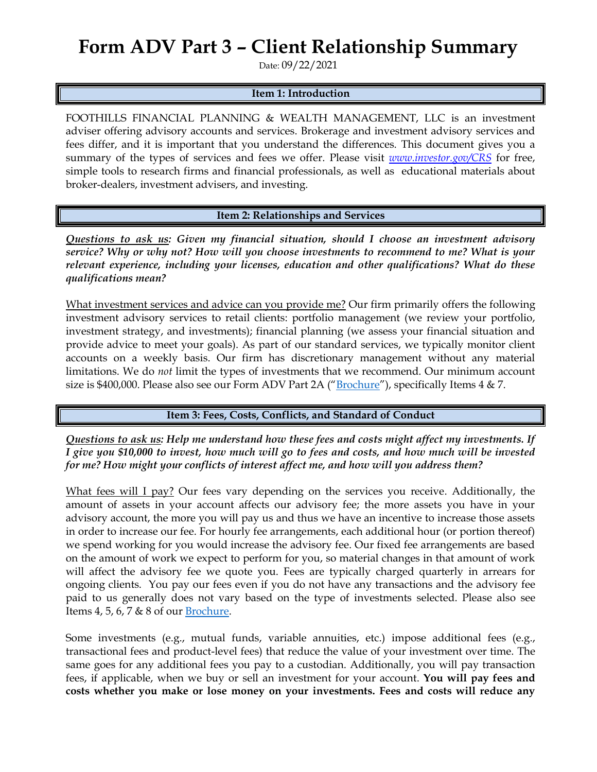# Form ADV Part 3 – Client Relationship Summary

Date: 09/22/2021

## Item 1: Introduction

FOOTHILLS FINANCIAL PLANNING & WEALTH MANAGEMENT, LLC is an investment adviser offering advisory accounts and services. Brokerage and investment advisory services and fees differ, and it is important that you understand the differences. This document gives you a summary of the types of services and fees we offer. Please visit *www.investor.gov/CRS* for free, simple tools to research firms and financial professionals, as well as educational materials about broker-dealers, investment advisers, and investing.

## Item 2: Relationships and Services

***Questions to ask us:*** ***Given my financial situation, should I choose an investment advisory service? Why or why not? How will you choose investments to recommend to me? What is your relevant experience, including your licenses, education and other qualifications? What do these qualifications mean?***

What investment services and advice can you provide me? Our firm primarily offers the following investment advisory services to retail clients: portfolio management (we review your portfolio, investment strategy, and investments); financial planning (we assess your financial situation and provide advice to meet your goals). As part of our standard services, we typically monitor client accounts on a weekly basis. Our firm has discretionary management without any material limitations. We do *not* limit the types of investments that we recommend. Our minimum account size is $400,000. Please also see our Form ADV Part 2A ("Brochure"), specifically Items 4 & 7.

## Item 3: Fees, Costs, Conflicts, and Standard of Conduct

***Questions to ask us:*** ***Help me understand how these fees and costs might affect my investments. If I give you $10,000 to invest, how much will go to fees and costs, and how much will be invested for me? How might your conflicts of interest affect me, and how will you address them?***

What fees will I pay? Our fees vary depending on the services you receive. Additionally, the amount of assets in your account affects our advisory fee; the more assets you have in your advisory account, the more you will pay us and thus we have an incentive to increase those assets in order to increase our fee. For hourly fee arrangements, each additional hour (or portion thereof) we spend working for you would increase the advisory fee. Our fixed fee arrangements are based on the amount of work we expect to perform for you, so material changes in that amount of work will affect the advisory fee we quote you. Fees are typically charged quarterly in arrears for ongoing clients. You pay our fees even if you do not have any transactions and the advisory fee paid to us generally does not vary based on the type of investments selected. Please also see Items 4, 5, 6, 7 & 8 of our Brochure.

Some investments (e.g., mutual funds, variable annuities, etc.) impose additional fees (e.g., transactional fees and product-level fees) that reduce the value of your investment over time. The same goes for any additional fees you pay to a custodian. Additionally, you will pay transaction fees, if applicable, when we buy or sell an investment for your account. **You will pay fees and costs whether you make or lose money on your investments. Fees and costs will reduce any**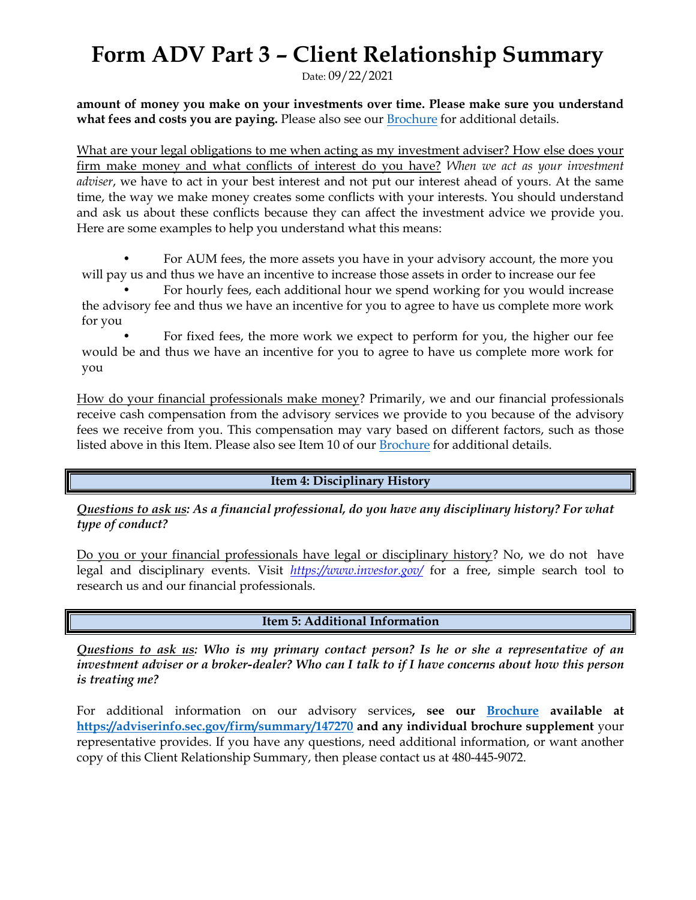# Form ADV Part 3 – Client Relationship Summary

Date: 09/22/2021

**amount of money you make on your investments over time. Please make sure you understand what fees and costs you are paying.** Please also see our Brochure for additional details.

What are your legal obligations to me when acting as my investment adviser? How else does your firm make money and what conflicts of interest do you have? *When we act as your investment adviser*, we have to act in your best interest and not put our interest ahead of yours. At the same time, the way we make money creates some conflicts with your interests. You should understand and ask us about these conflicts because they can affect the investment advice we provide you. Here are some examples to help you understand what this means:

- For AUM fees, the more assets you have in your advisory account, the more you will pay us and thus we have an incentive to increase those assets in order to increase our fee
- For hourly fees, each additional hour we spend working for you would increase the advisory fee and thus we have an incentive for you to agree to have us complete more work for you
- For fixed fees, the more work we expect to perform for you, the higher our fee would be and thus we have an incentive for you to agree to have us complete more work for you

How do your financial professionals make money? Primarily, we and our financial professionals receive cash compensation from the advisory services we provide to you because of the advisory fees we receive from you. This compensation may vary based on different factors, such as those listed above in this Item. Please also see Item 10 of our Brochure for additional details.

## Item 4: Disciplinary History

***Questions to ask us: As a financial professional, do you have any disciplinary history? For what type of conduct?***

Do you or your financial professionals have legal or disciplinary history? No, we do not have legal and disciplinary events. Visit *https://www.investor.gov/* for a free, simple search tool to research us and our financial professionals.

## Item 5: Additional Information

***Questions to ask us: Who is my primary contact person? Is he or she a representative of an investment adviser or a broker-dealer? Who can I talk to if I have concerns about how this person is treating me?***

For additional information on our advisory services**, see our Brochure available at https://adviserinfo.sec.gov/firm/summary/147270 and any individual brochure supplement** your representative provides. If you have any questions, need additional information, or want another copy of this Client Relationship Summary, then please contact us at 480-445-9072.